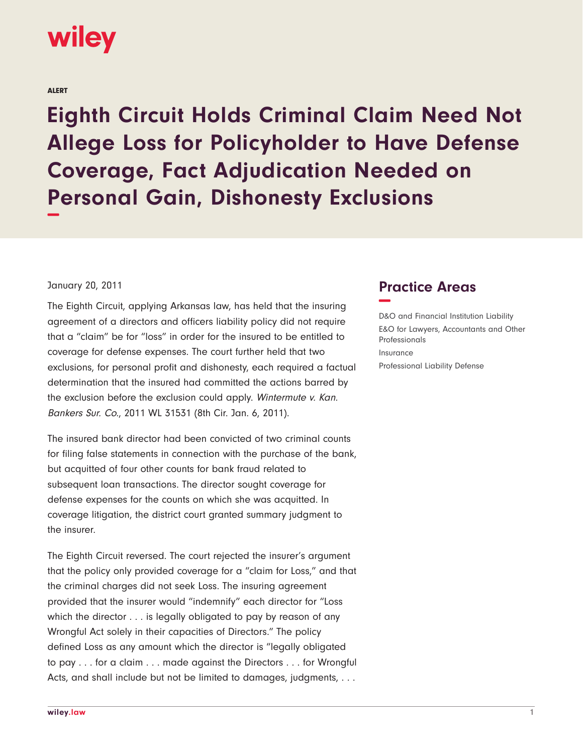wiley

ALERT

# Eighth Circuit Holds Criminal Claim Need Not Allege Loss for Policyholder to Have Defense Coverage, Fact Adjudication Needed on Personal Gain, Dishonesty Exclusions

January 20, 2011

The Eighth Circuit, applying Arkansas law, has held that the insuring agreement of a directors and officers liability policy did not require that a "claim" be for "loss" in order for the insured to be entitled to coverage for defense expenses. The court further held that two exclusions, for personal profit and dishonesty, each required a factual determination that the insured had committed the actions barred by the exclusion before the exclusion could apply. *Wintermute v. Kan. Bankers Sur. Co.*, 2011 WL 31531 (8th Cir. Jan. 6, 2011).

The insured bank director had been convicted of two criminal counts for filing false statements in connection with the purchase of the bank, but acquitted of four other counts for bank fraud related to subsequent loan transactions. The director sought coverage for defense expenses for the counts on which she was acquitted. In coverage litigation, the district court granted summary judgment to the insurer.

The Eighth Circuit reversed. The court rejected the insurer's argument that the policy only provided coverage for a "claim for Loss," and that the criminal charges did not seek Loss. The insuring agreement provided that the insurer would "indemnify" each director for "Loss which the director . . . is legally obligated to pay by reason of any Wrongful Act solely in their capacities of Directors." The policy defined Loss as any amount which the director is "legally obligated to pay . . . for a claim . . . made against the Directors . . . for Wrongful Acts, and shall include but not be limited to damages, judgments, . . .

## Practice Areas

- D&O and Financial Institution Liability
- E&O for Lawyers, Accountants and Other Professionals
- Insurance
- Professional Liability Defense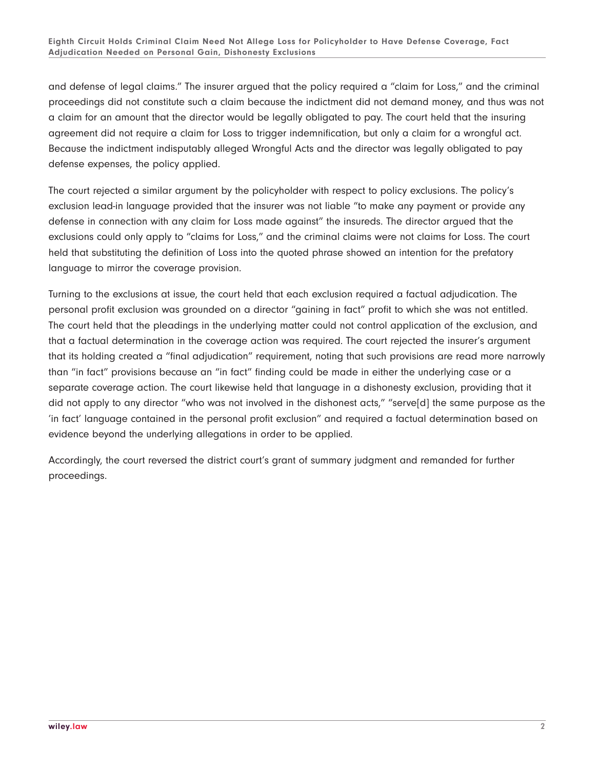and defense of legal claims." The insurer argued that the policy required a "claim for Loss," and the criminal proceedings did not constitute such a claim because the indictment did not demand money, and thus was not a claim for an amount that the director would be legally obligated to pay. The court held that the insuring agreement did not require a claim for Loss to trigger indemnification, but only a claim for a wrongful act. Because the indictment indisputably alleged Wrongful Acts and the director was legally obligated to pay defense expenses, the policy applied.

The court rejected a similar argument by the policyholder with respect to policy exclusions. The policy's exclusion lead-in language provided that the insurer was not liable "to make any payment or provide any defense in connection with any claim for Loss made against" the insureds. The director argued that the exclusions could only apply to "claims for Loss," and the criminal claims were not claims for Loss. The court held that substituting the definition of Loss into the quoted phrase showed an intention for the prefatory language to mirror the coverage provision.

Turning to the exclusions at issue, the court held that each exclusion required a factual adjudication. The personal profit exclusion was grounded on a director "gaining in fact" profit to which she was not entitled. The court held that the pleadings in the underlying matter could not control application of the exclusion, and that a factual determination in the coverage action was required. The court rejected the insurer's argument that its holding created a "final adjudication" requirement, noting that such provisions are read more narrowly than "in fact" provisions because an "in fact" finding could be made in either the underlying case or a separate coverage action. The court likewise held that language in a dishonesty exclusion, providing that it did not apply to any director "who was not involved in the dishonest acts," "serve[d] the same purpose as the 'in fact' language contained in the personal profit exclusion" and required a factual determination based on evidence beyond the underlying allegations in order to be applied.

Accordingly, the court reversed the district court's grant of summary judgment and remanded for further proceedings.